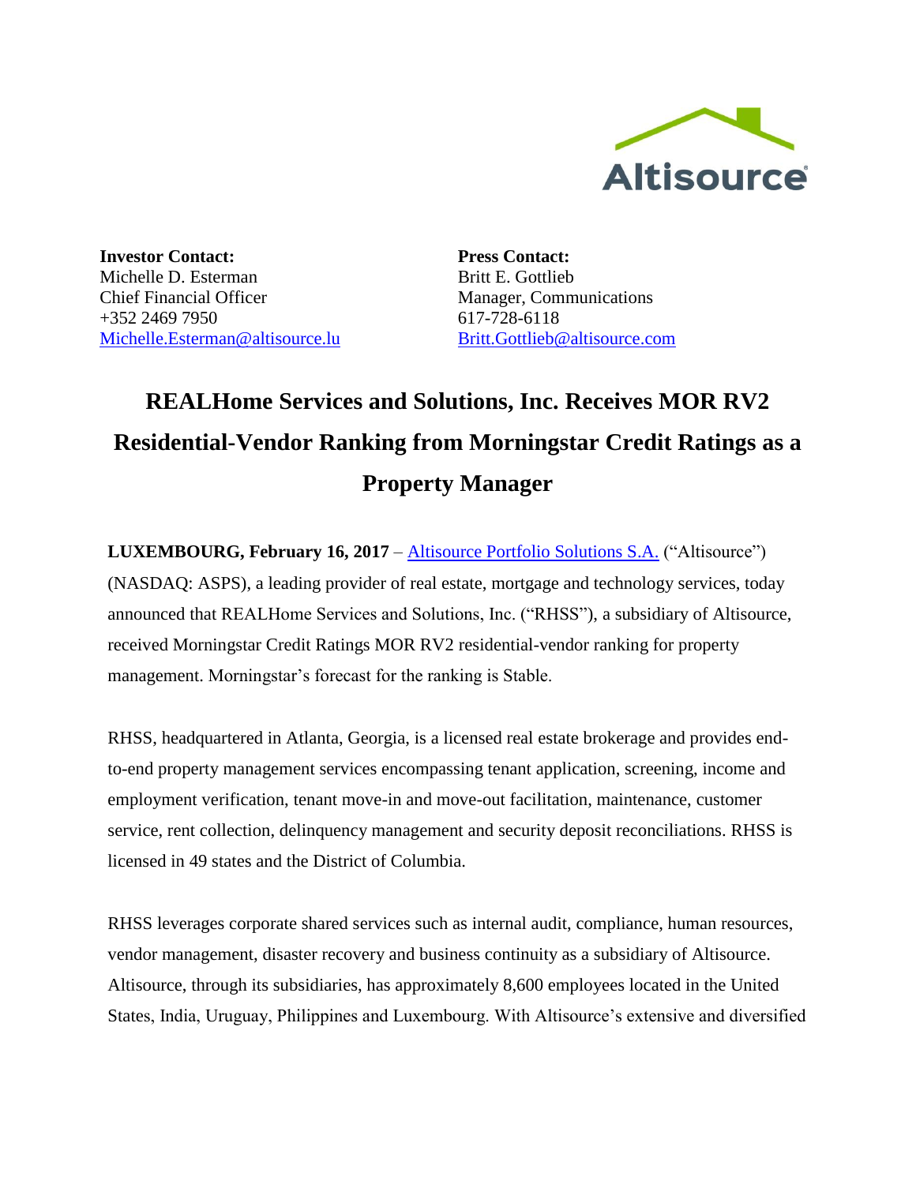**Investor Contact:**
Michelle D. Esterman
Chief Financial Officer
+352 2469 7950
Michelle.Esterman@altisource.lu

**Press Contact:**
Britt E. Gottlieb
Manager, Communications
617-728-6118
Britt.Gottlieb@altisource.com

# REALHome Services and Solutions, Inc. Receives MOR RV2 Residential-Vendor Ranking from Morningstar Credit Ratings as a Property Manager

**LUXEMBOURG, February 16, 2017** – Altisource Portfolio Solutions S.A. ("Altisource") (NASDAQ: ASPS), a leading provider of real estate, mortgage and technology services, today announced that REALHome Services and Solutions, Inc. ("RHSS"), a subsidiary of Altisource, received Morningstar Credit Ratings MOR RV2 residential-vendor ranking for property management. Morningstar's forecast for the ranking is Stable.

RHSS, headquartered in Atlanta, Georgia, is a licensed real estate brokerage and provides end-to-end property management services encompassing tenant application, screening, income and employment verification, tenant move-in and move-out facilitation, maintenance, customer service, rent collection, delinquency management and security deposit reconciliations. RHSS is licensed in 49 states and the District of Columbia.

RHSS leverages corporate shared services such as internal audit, compliance, human resources, vendor management, disaster recovery and business continuity as a subsidiary of Altisource. Altisource, through its subsidiaries, has approximately 8,600 employees located in the United States, India, Uruguay, Philippines and Luxembourg. With Altisource's extensive and diversified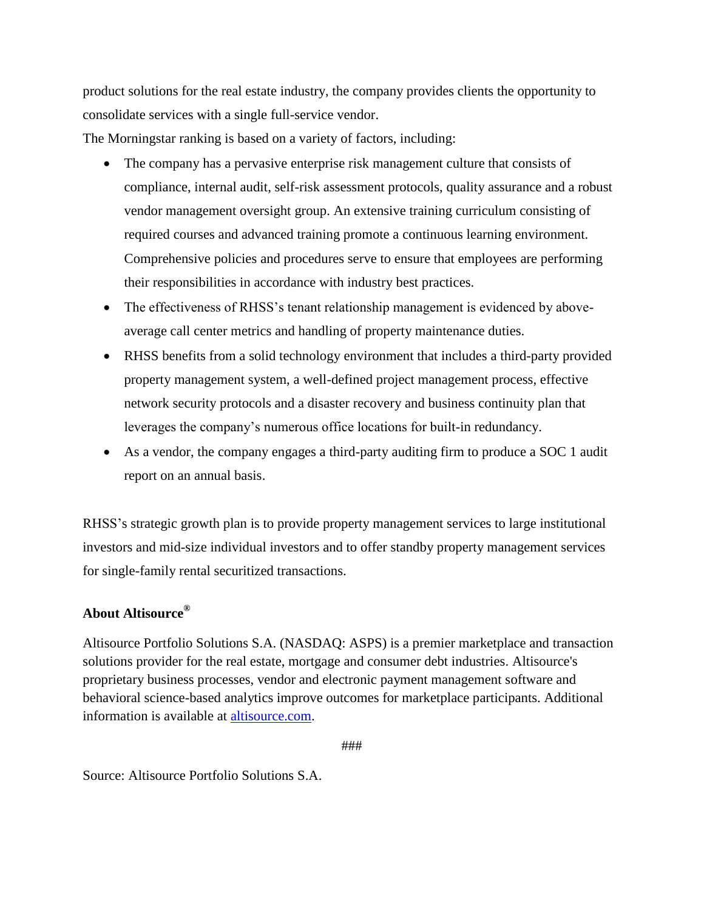product solutions for the real estate industry, the company provides clients the opportunity to consolidate services with a single full-service vendor.

The Morningstar ranking is based on a variety of factors, including:

- The company has a pervasive enterprise risk management culture that consists of compliance, internal audit, self-risk assessment protocols, quality assurance and a robust vendor management oversight group. An extensive training curriculum consisting of required courses and advanced training promote a continuous learning environment. Comprehensive policies and procedures serve to ensure that employees are performing their responsibilities in accordance with industry best practices.
- The effectiveness of RHSS's tenant relationship management is evidenced by above-average call center metrics and handling of property maintenance duties.
- RHSS benefits from a solid technology environment that includes a third-party provided property management system, a well-defined project management process, effective network security protocols and a disaster recovery and business continuity plan that leverages the company's numerous office locations for built-in redundancy.
- As a vendor, the company engages a third-party auditing firm to produce a SOC 1 audit report on an annual basis.

RHSS's strategic growth plan is to provide property management services to large institutional investors and mid-size individual investors and to offer standby property management services for single-family rental securitized transactions.

**About Altisource®**

Altisource Portfolio Solutions S.A. (NASDAQ: ASPS) is a premier marketplace and transaction solutions provider for the real estate, mortgage and consumer debt industries. Altisource's proprietary business processes, vendor and electronic payment management software and behavioral science-based analytics improve outcomes for marketplace participants. Additional information is available at [altisource.com](altisource.com).

###

Source: Altisource Portfolio Solutions S.A.